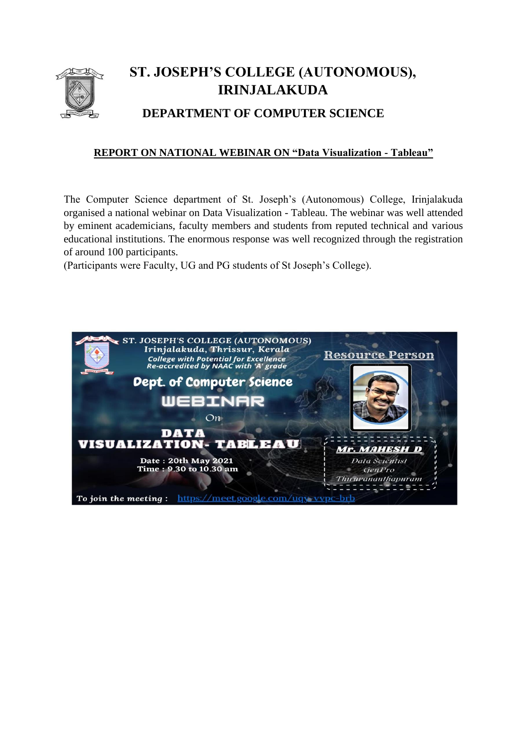# ST. JOSEPH'S COLLEGE (AUTONOMOUS), IRINJALAKUDA

## DEPARTMENT OF COMPUTER SCIENCE

**REPORT ON NATIONAL WEBINAR ON "Data Visualization - Tableau"**

The Computer Science department of St. Joseph's (Autonomous) College, Irinjalakuda organised a national webinar on Data Visualization - Tableau. The webinar was well attended by eminent academicians, faculty members and students from reputed technical and various educational institutions. The enormous response was well recognized through the registration of around 100 participants.
(Participants were Faculty, UG and PG students of St Joseph's College).

ST. JOSEPH'S COLLEGE (AUTONOMOUS)
Irinjalakuda, Thrissur, Kerala
College with Potential for Excellence
Re-accredited by NAAC with 'A' grade

Dept. of Computer Science
WEBINAR
On
DATA VISUALIZATION- TABLEAU

Date : 20th May 2021
Time : 9.30 to 10.30 am

Resource Person
Mr. MAHESH D
Data Scientist
GenPro
Thiruvananthapuram

To join the meeting : https://meet.google.com/uqy-vvpc-brb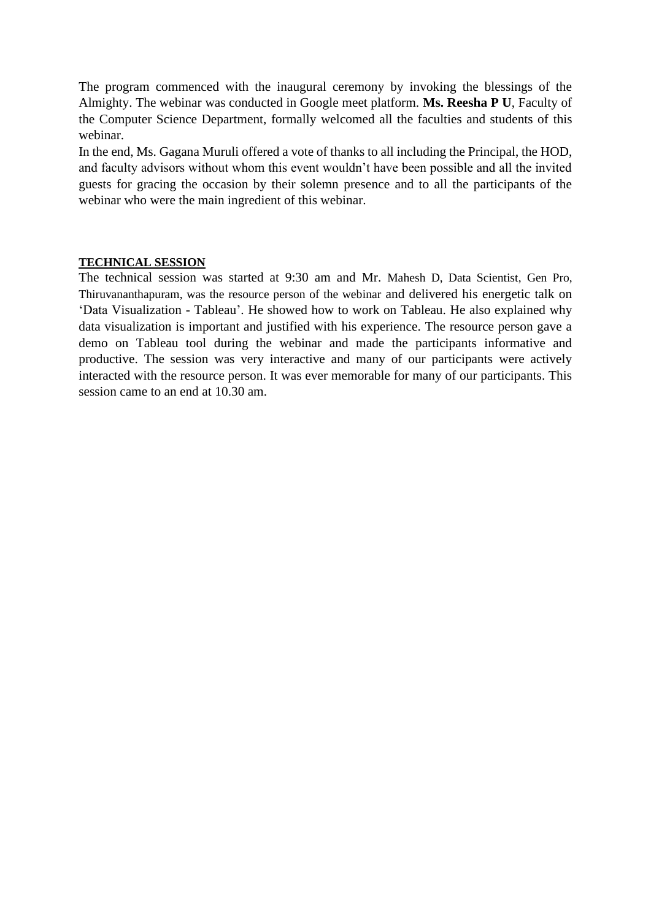The program commenced with the inaugural ceremony by invoking the blessings of the Almighty. The webinar was conducted in Google meet platform. **Ms. Reesha P U**, Faculty of the Computer Science Department, formally welcomed all the faculties and students of this webinar.

In the end, Ms. Gagana Muruli offered a vote of thanks to all including the Principal, the HOD, and faculty advisors without whom this event wouldn't have been possible and all the invited guests for gracing the occasion by their solemn presence and to all the participants of the webinar who were the main ingredient of this webinar.

**TECHNICAL SESSION**

The technical session was started at 9:30 am and Mr. Mahesh D, Data Scientist, Gen Pro, Thiruvananthapuram, was the resource person of the webinar and delivered his energetic talk on 'Data Visualization - Tableau'. He showed how to work on Tableau. He also explained why data visualization is important and justified with his experience. The resource person gave a demo on Tableau tool during the webinar and made the participants informative and productive. The session was very interactive and many of our participants were actively interacted with the resource person. It was ever memorable for many of our participants. This session came to an end at 10.30 am.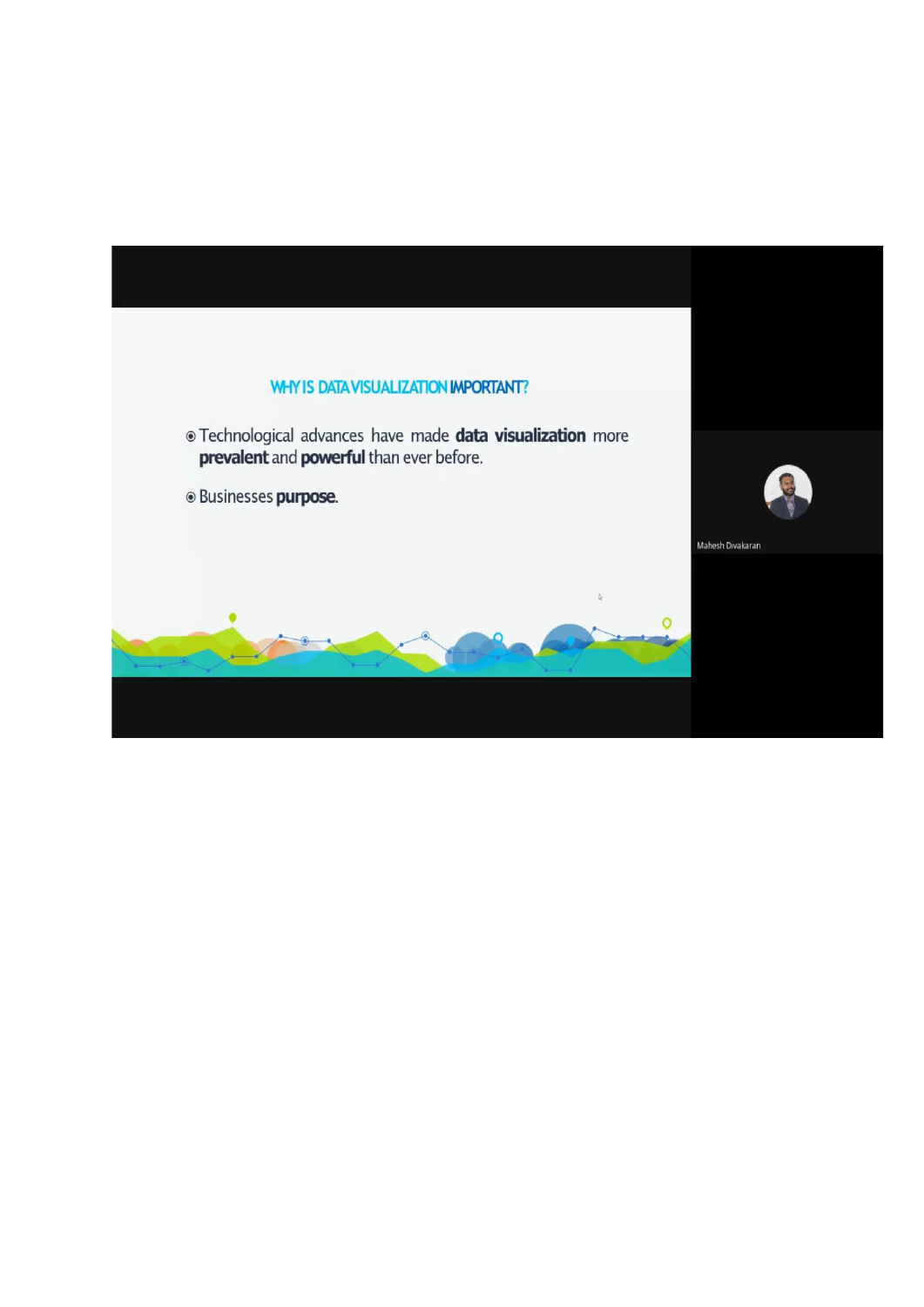## WHY IS DATA VISUALIZATION IMPORTANT?

- Technological advances have made **data visualization** more **prevalent** and **powerful** than ever before.
- Businesses **purpose**.

Mahesh Divakaran